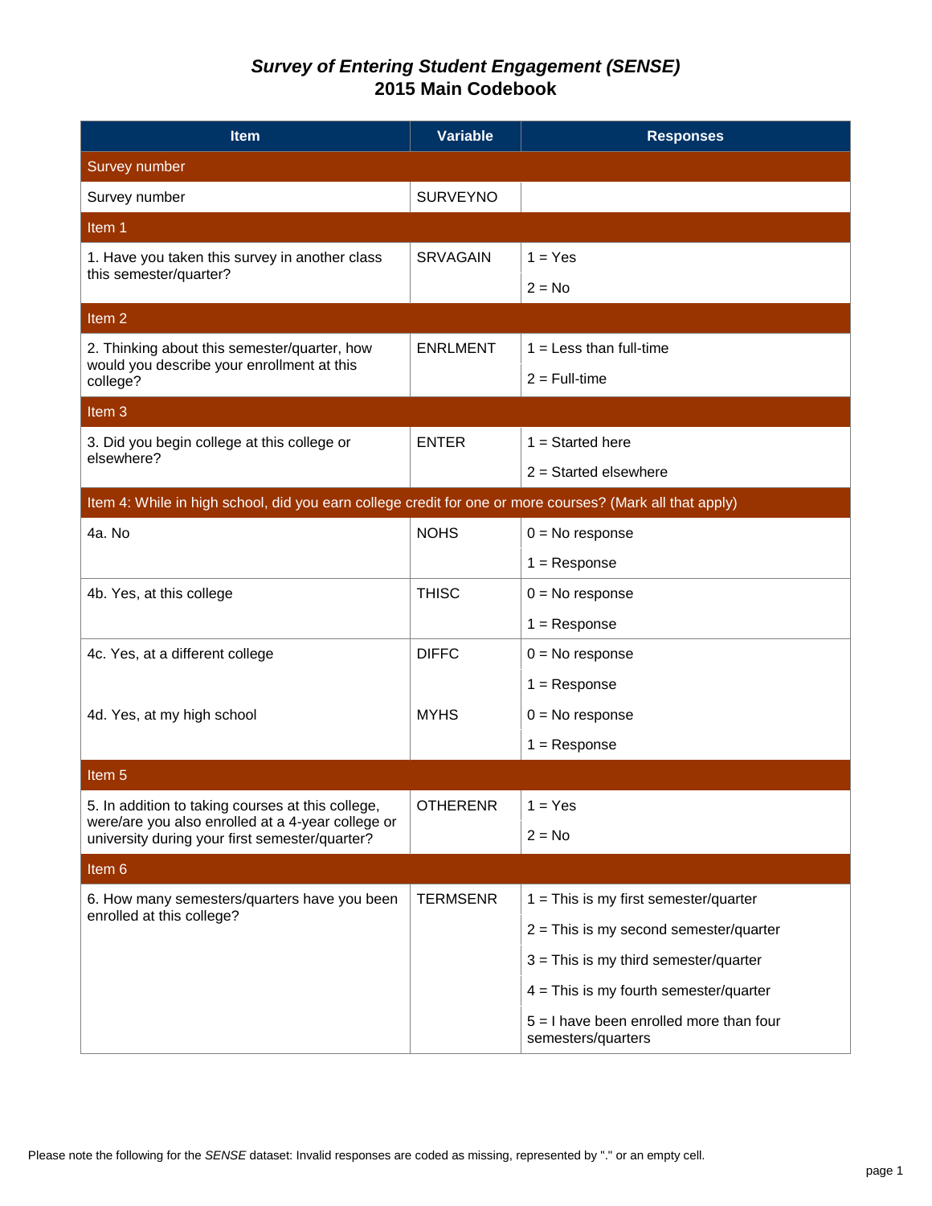# *Survey of Entering Student Engagement (SENSE)* 2015 Main Codebook

| Item | Variable | Responses |
| --- | --- | --- |
| Survey number | | |
| Survey number | SURVEYNO | |
| Item 1 | | |
| 1. Have you taken this survey in another class this semester/quarter? | SRVAGAIN | 1 = Yes |
| | | 2 = No |
| Item 2 | | |
| 2. Thinking about this semester/quarter, how would you describe your enrollment at this college? | ENRLMENT | 1 = Less than full-time |
| | | 2 = Full-time |
| Item 3 | | |
| 3. Did you begin college at this college or elsewhere? | ENTER | 1 = Started here |
| | | 2 = Started elsewhere |
| Item 4: While in high school, did you earn college credit for one or more courses? (Mark all that apply) | | |
| 4a. No | NOHS | 0 = No response |
| | | 1 = Response |
| 4b. Yes, at this college | THISC | 0 = No response |
| | | 1 = Response |
| 4c. Yes, at a different college | DIFFC | 0 = No response |
| | | 1 = Response |
| 4d. Yes, at my high school | MYHS | 0 = No response |
| | | 1 = Response |
| Item 5 | | |
| 5. In addition to taking courses at this college, were/are you also enrolled at a 4-year college or university during your first semester/quarter? | OTHERENR | 1 = Yes |
| | | 2 = No |
| Item 6 | | |
| 6. How many semesters/quarters have you been enrolled at this college? | TERMSENR | 1 = This is my first semester/quarter |
| | | 2 = This is my second semester/quarter |
| | | 3 = This is my third semester/quarter |
| | | 4 = This is my fourth semester/quarter |
| | | 5 = I have been enrolled more than four semesters/quarters |

Please note the following for the *SENSE* dataset: Invalid responses are coded as missing, represented by "." or an empty cell.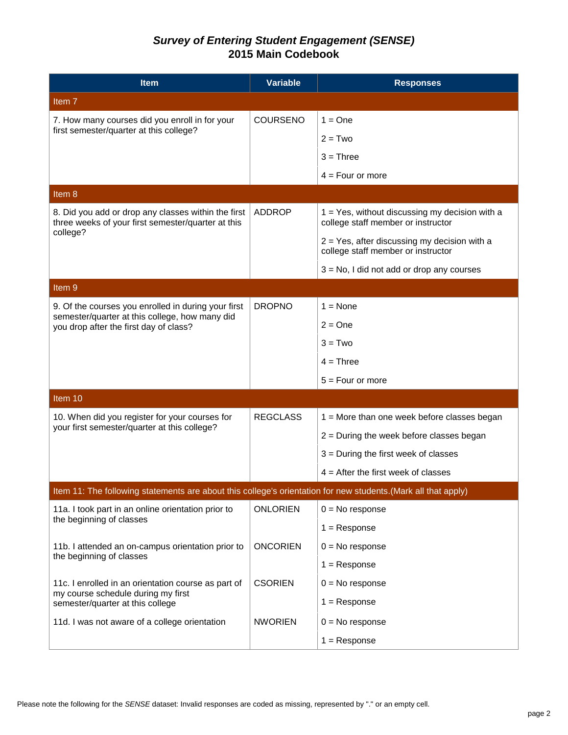# *Survey of Entering Student Engagement (SENSE)* 2015 Main Codebook

| Item | Variable | Responses |
|---|---|---|
| **Item 7** | | |
| 7. How many courses did you enroll in for your first semester/quarter at this college? | COURSENO | 1 = One |
| | | 2 = Two |
| | | 3 = Three |
| | | 4 = Four or more |
| **Item 8** | | |
| 8. Did you add or drop any classes within the first three weeks of your first semester/quarter at this college? | ADDROP | 1 = Yes, without discussing my decision with a college staff member or instructor |
| | | 2 = Yes, after discussing my decision with a college staff member or instructor |
| | | 3 = No, I did not add or drop any courses |
| **Item 9** | | |
| 9. Of the courses you enrolled in during your first semester/quarter at this college, how many did you drop after the first day of class? | DROPNO | 1 = None |
| | | 2 = One |
| | | 3 = Two |
| | | 4 = Three |
| | | 5 = Four or more |
| **Item 10** | | |
| 10. When did you register for your courses for your first semester/quarter at this college? | REGCLASS | 1 = More than one week before classes began |
| | | 2 = During the week before classes began |
| | | 3 = During the first week of classes |
| | | 4 = After the first week of classes |
| **Item 11: The following statements are about this college's orientation for new students.(Mark all that apply)** | | |
| 11a. I took part in an online orientation prior to the beginning of classes | ONLORIEN | 0 = No response |
| | | 1 = Response |
| 11b. I attended an on-campus orientation prior to the beginning of classes | ONCORIEN | 0 = No response |
| | | 1 = Response |
| 11c. I enrolled in an orientation course as part of my course schedule during my first semester/quarter at this college | CSORIEN | 0 = No response |
| | | 1 = Response |
| 11d. I was not aware of a college orientation | NWORIEN | 0 = No response |
| | | 1 = Response |

Please note the following for the *SENSE* dataset: Invalid responses are coded as missing, represented by "." or an empty cell.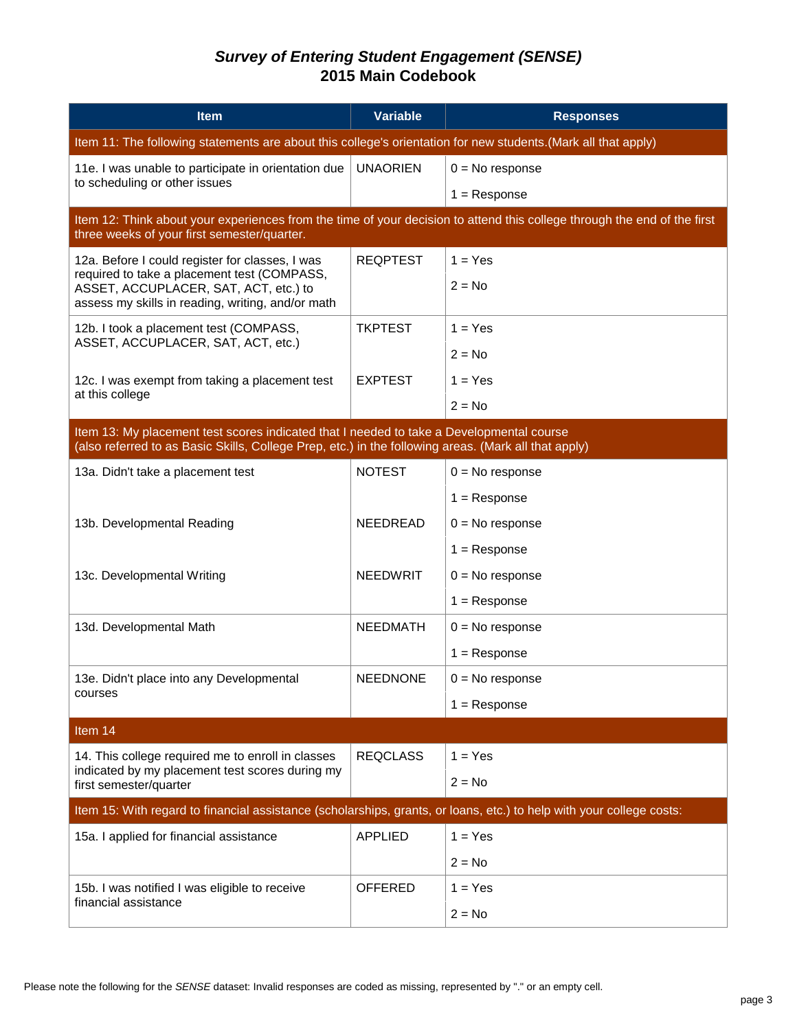# *Survey of Entering Student Engagement (SENSE)*
# 2015 Main Codebook

| Item | Variable | Responses |
|---|---|---|
| **Item 11: The following statements are about this college's orientation for new students.(Mark all that apply)** | | |
| 11e. I was unable to participate in orientation due to scheduling or other issues | UNAORIEN | 0 = No response |
| | | 1 = Response |
| **Item 12: Think about your experiences from the time of your decision to attend this college through the end of the first three weeks of your first semester/quarter.** | | |
| 12a. Before I could register for classes, I was required to take a placement test (COMPASS, ASSET, ACCUPLACER, SAT, ACT, etc.) to assess my skills in reading, writing, and/or math | REQPTEST | 1 = Yes |
| | | 2 = No |
| 12b. I took a placement test (COMPASS, ASSET, ACCUPLACER, SAT, ACT, etc.) | TKPTEST | 1 = Yes |
| | | 2 = No |
| 12c. I was exempt from taking a placement test at this college | EXPTEST | 1 = Yes |
| | | 2 = No |
| **Item 13: My placement test scores indicated that I needed to take a Developmental course (also referred to as Basic Skills, College Prep, etc.) in the following areas. (Mark all that apply)** | | |
| 13a. Didn't take a placement test | NOTEST | 0 = No response |
| | | 1 = Response |
| 13b. Developmental Reading | NEEDREAD | 0 = No response |
| | | 1 = Response |
| 13c. Developmental Writing | NEEDWRIT | 0 = No response |
| | | 1 = Response |
| 13d. Developmental Math | NEEDMATH | 0 = No response |
| | | 1 = Response |
| 13e. Didn't place into any Developmental courses | NEEDNONE | 0 = No response |
| | | 1 = Response |
| **Item 14** | | |
| 14. This college required me to enroll in classes indicated by my placement test scores during my first semester/quarter | REQCLASS | 1 = Yes |
| | | 2 = No |
| **Item 15: With regard to financial assistance (scholarships, grants, or loans, etc.) to help with your college costs:** | | |
| 15a. I applied for financial assistance | APPLIED | 1 = Yes |
| | | 2 = No |
| 15b. I was notified I was eligible to receive financial assistance | OFFERED | 1 = Yes |
| | | 2 = No |

Please note the following for the *SENSE* dataset: Invalid responses are coded as missing, represented by "." or an empty cell.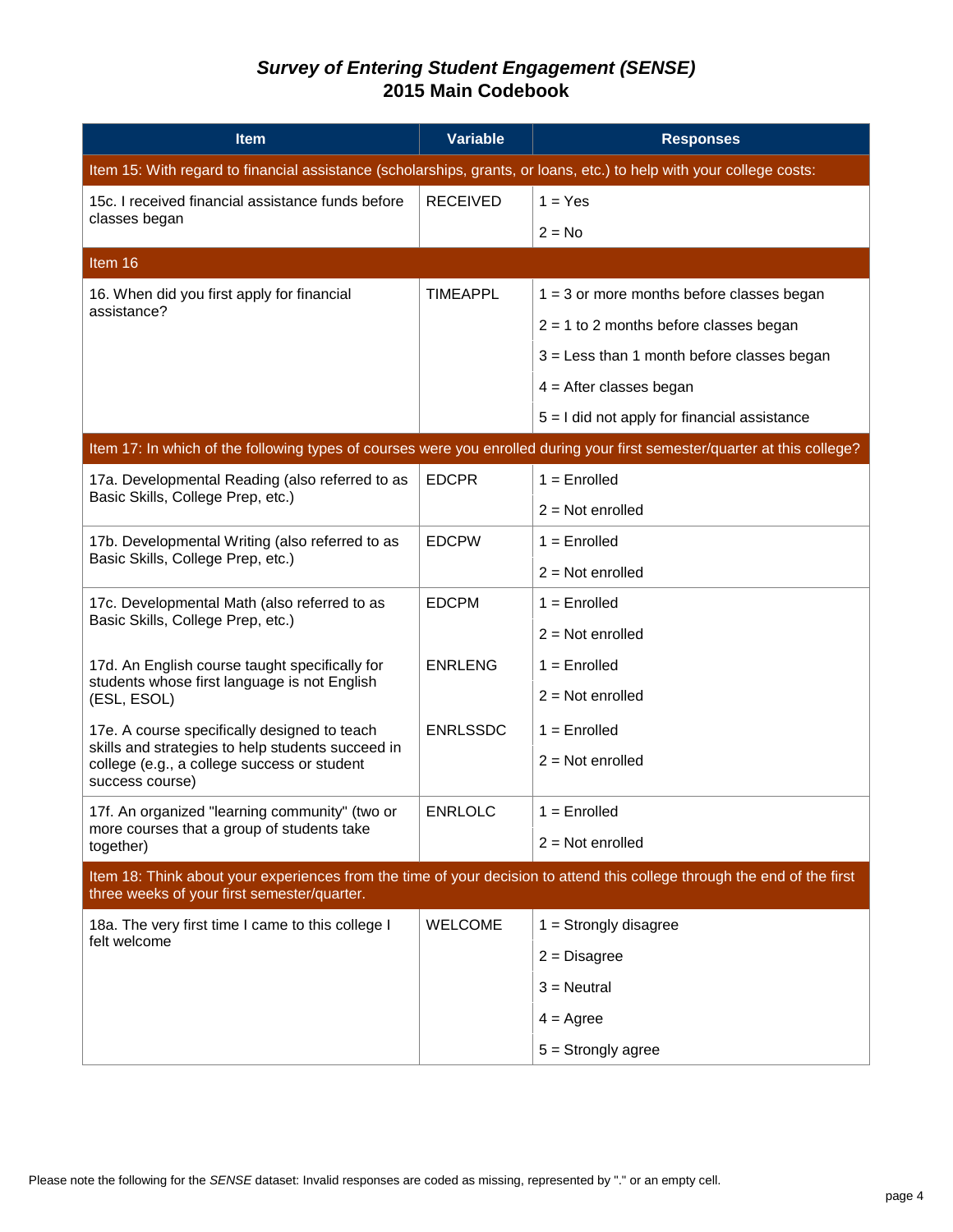# *Survey of Entering Student Engagement (SENSE)*
## 2015 Main Codebook

| Item | Variable | Responses |
|---|---|---|
| Item 15: With regard to financial assistance (scholarships, grants, or loans, etc.) to help with your college costs: | | |
| 15c. I received financial assistance funds before classes began | RECEIVED | 1 = Yes |
| | | 2 = No |
| Item 16 | | |
| 16. When did you first apply for financial assistance? | TIMEAPPL | 1 = 3 or more months before classes began |
| | | 2 = 1 to 2 months before classes began |
| | | 3 = Less than 1 month before classes began |
| | | 4 = After classes began |
| | | 5 = I did not apply for financial assistance |
| Item 17: In which of the following types of courses were you enrolled during your first semester/quarter at this college? | | |
| 17a. Developmental Reading (also referred to as Basic Skills, College Prep, etc.) | EDCPR | 1 = Enrolled |
| | | 2 = Not enrolled |
| 17b. Developmental Writing (also referred to as Basic Skills, College Prep, etc.) | EDCPW | 1 = Enrolled |
| | | 2 = Not enrolled |
| 17c. Developmental Math (also referred to as Basic Skills, College Prep, etc.) | EDCPM | 1 = Enrolled |
| | | 2 = Not enrolled |
| 17d. An English course taught specifically for students whose first language is not English (ESL, ESOL) | ENRLENG | 1 = Enrolled |
| | | 2 = Not enrolled |
| 17e. A course specifically designed to teach skills and strategies to help students succeed in college (e.g., a college success or student success course) | ENRLSSDC | 1 = Enrolled |
| | | 2 = Not enrolled |
| 17f. An organized "learning community" (two or more courses that a group of students take together) | ENRLOLC | 1 = Enrolled |
| | | 2 = Not enrolled |
| Item 18: Think about your experiences from the time of your decision to attend this college through the end of the first three weeks of your first semester/quarter. | | |
| 18a. The very first time I came to this college I felt welcome | WELCOME | 1 = Strongly disagree |
| | | 2 = Disagree |
| | | 3 = Neutral |
| | | 4 = Agree |
| | | 5 = Strongly agree |

Please note the following for the *SENSE* dataset: Invalid responses are coded as missing, represented by "." or an empty cell.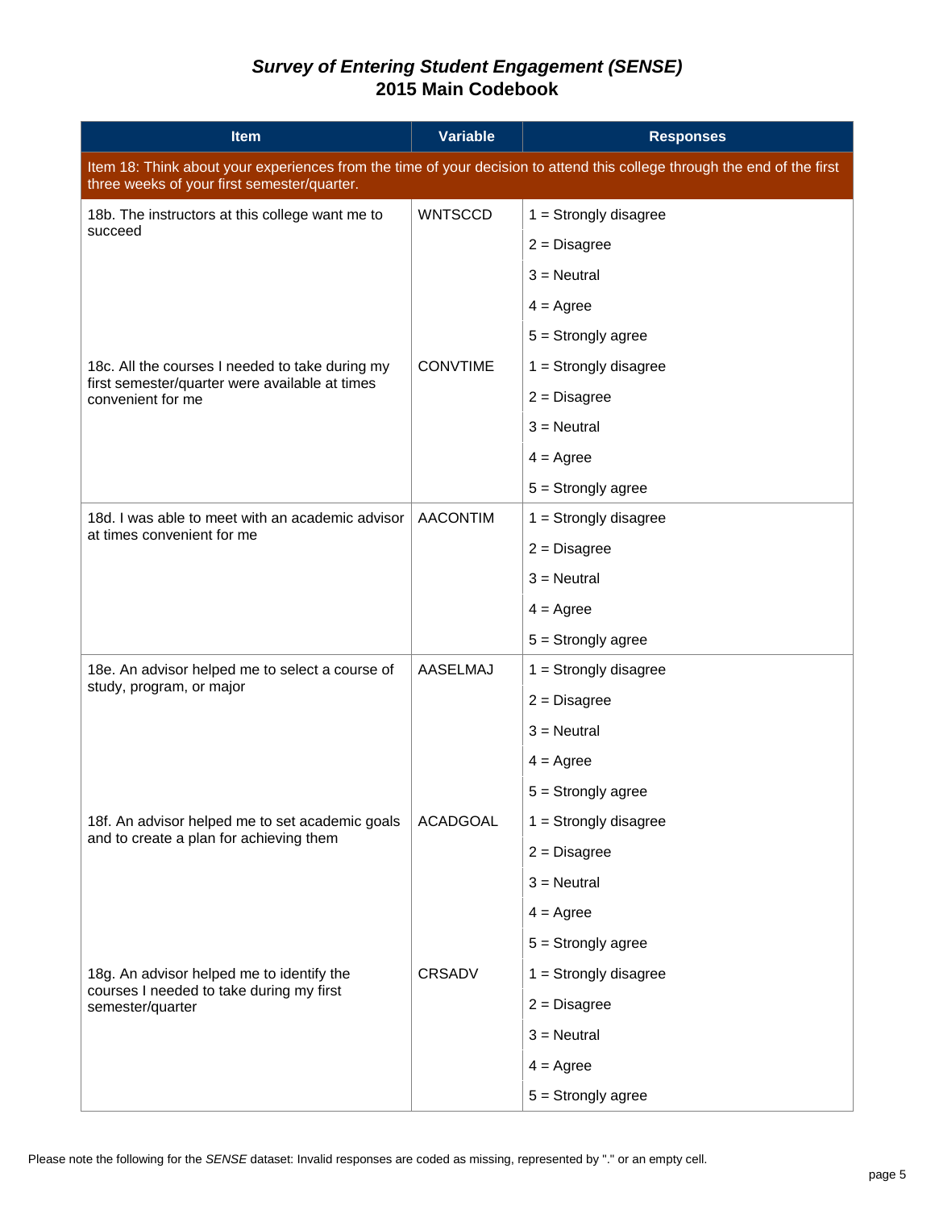# *Survey of Entering Student Engagement (SENSE)* 2015 Main Codebook

| Item | Variable | Responses |
|---|---|---|
| Item 18: Think about your experiences from the time of your decision to attend this college through the end of the first three weeks of your first semester/quarter. | | |
| 18b. The instructors at this college want me to succeed | WNTSCCD | 1 = Strongly disagree |
| | | 2 = Disagree |
| | | 3 = Neutral |
| | | 4 = Agree |
| | | 5 = Strongly agree |
| 18c. All the courses I needed to take during my first semester/quarter were available at times convenient for me | CONVTIME | 1 = Strongly disagree |
| | | 2 = Disagree |
| | | 3 = Neutral |
| | | 4 = Agree |
| | | 5 = Strongly agree |
| 18d. I was able to meet with an academic advisor at times convenient for me | AACONTIM | 1 = Strongly disagree |
| | | 2 = Disagree |
| | | 3 = Neutral |
| | | 4 = Agree |
| | | 5 = Strongly agree |
| 18e. An advisor helped me to select a course of study, program, or major | AASELMAJ | 1 = Strongly disagree |
| | | 2 = Disagree |
| | | 3 = Neutral |
| | | 4 = Agree |
| | | 5 = Strongly agree |
| 18f. An advisor helped me to set academic goals and to create a plan for achieving them | ACADGOAL | 1 = Strongly disagree |
| | | 2 = Disagree |
| | | 3 = Neutral |
| | | 4 = Agree |
| | | 5 = Strongly agree |
| 18g. An advisor helped me to identify the courses I needed to take during my first semester/quarter | CRSADV | 1 = Strongly disagree |
| | | 2 = Disagree |
| | | 3 = Neutral |
| | | 4 = Agree |
| | | 5 = Strongly agree |

Please note the following for the *SENSE* dataset: Invalid responses are coded as missing, represented by "." or an empty cell.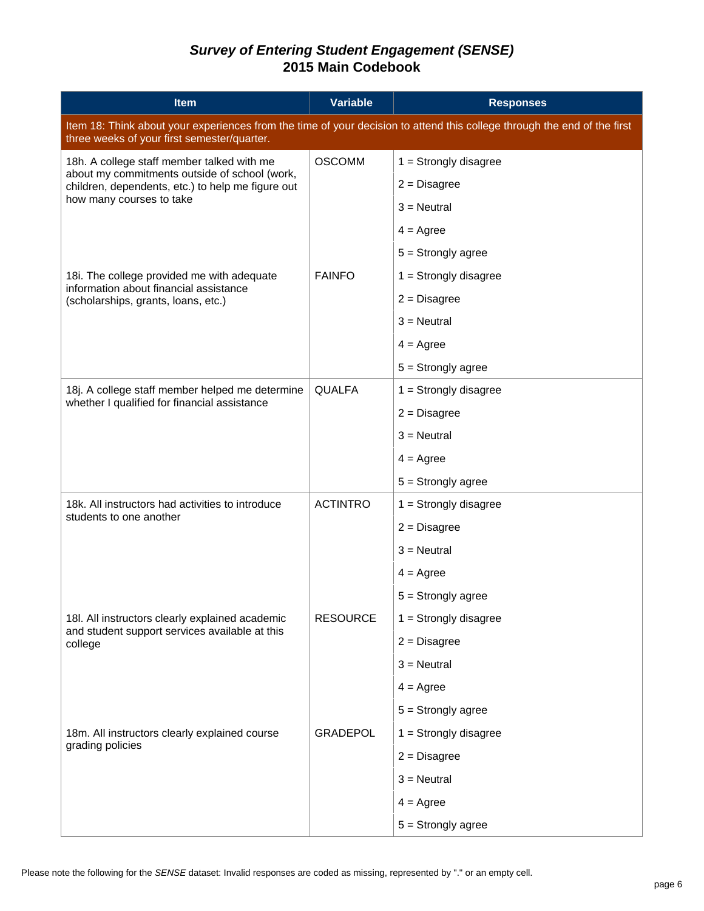## *Survey of Entering Student Engagement (SENSE)* 2015 Main Codebook

| Item | Variable | Responses |
|---|---|---|
| Item 18: Think about your experiences from the time of your decision to attend this college through the end of the first three weeks of your first semester/quarter. | | |
| 18h. A college staff member talked with me about my commitments outside of school (work, children, dependents, etc.) to help me figure out how many courses to take | OSCOMM | 1 = Strongly disagree |
| | | 2 = Disagree |
| | | 3 = Neutral |
| | | 4 = Agree |
| | | 5 = Strongly agree |
| 18i. The college provided me with adequate information about financial assistance (scholarships, grants, loans, etc.) | FAINFO | 1 = Strongly disagree |
| | | 2 = Disagree |
| | | 3 = Neutral |
| | | 4 = Agree |
| | | 5 = Strongly agree |
| 18j. A college staff member helped me determine whether I qualified for financial assistance | QUALFA | 1 = Strongly disagree |
| | | 2 = Disagree |
| | | 3 = Neutral |
| | | 4 = Agree |
| | | 5 = Strongly agree |
| 18k. All instructors had activities to introduce students to one another | ACTINTRO | 1 = Strongly disagree |
| | | 2 = Disagree |
| | | 3 = Neutral |
| | | 4 = Agree |
| | | 5 = Strongly agree |
| 18l. All instructors clearly explained academic and student support services available at this college | RESOURCE | 1 = Strongly disagree |
| | | 2 = Disagree |
| | | 3 = Neutral |
| | | 4 = Agree |
| | | 5 = Strongly agree |
| 18m. All instructors clearly explained course grading policies | GRADEPOL | 1 = Strongly disagree |
| | | 2 = Disagree |
| | | 3 = Neutral |
| | | 4 = Agree |
| | | 5 = Strongly agree |

Please note the following for the *SENSE* dataset: Invalid responses are coded as missing, represented by "." or an empty cell.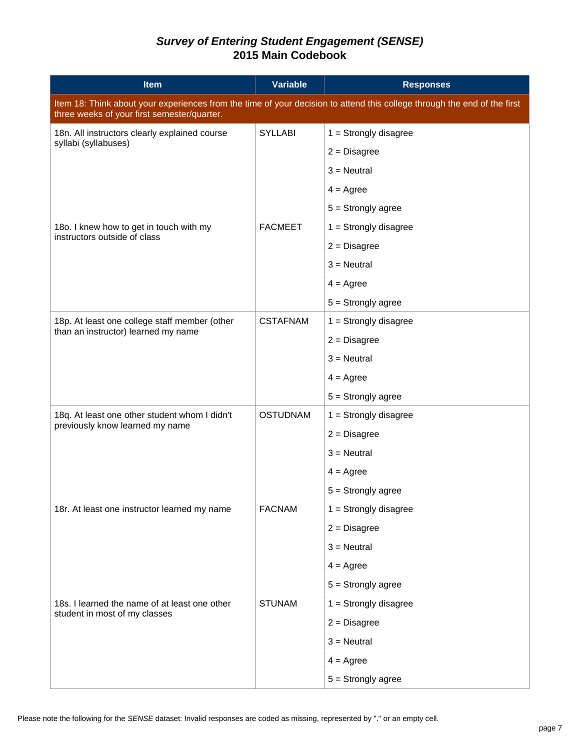# *Survey of Entering Student Engagement (SENSE)*
## 2015 Main Codebook

| Item | Variable | Responses |
|---|---|---|
| Item 18: Think about your experiences from the time of your decision to attend this college through the end of the first three weeks of your first semester/quarter. | | |
| 18n. All instructors clearly explained course syllabi (syllabuses) | SYLLABI | 1 = Strongly disagree |
| | | 2 = Disagree |
| | | 3 = Neutral |
| | | 4 = Agree |
| | | 5 = Strongly agree |
| 18o. I knew how to get in touch with my instructors outside of class | FACMEET | 1 = Strongly disagree |
| | | 2 = Disagree |
| | | 3 = Neutral |
| | | 4 = Agree |
| | | 5 = Strongly agree |
| 18p. At least one college staff member (other than an instructor) learned my name | CSTAFNAM | 1 = Strongly disagree |
| | | 2 = Disagree |
| | | 3 = Neutral |
| | | 4 = Agree |
| | | 5 = Strongly agree |
| 18q. At least one other student whom I didn't previously know learned my name | OSTUDNAM | 1 = Strongly disagree |
| | | 2 = Disagree |
| | | 3 = Neutral |
| | | 4 = Agree |
| | | 5 = Strongly agree |
| 18r. At least one instructor learned my name | FACNAM | 1 = Strongly disagree |
| | | 2 = Disagree |
| | | 3 = Neutral |
| | | 4 = Agree |
| | | 5 = Strongly agree |
| 18s. I learned the name of at least one other student in most of my classes | STUNAM | 1 = Strongly disagree |
| | | 2 = Disagree |
| | | 3 = Neutral |
| | | 4 = Agree |
| | | 5 = Strongly agree |

Please note the following for the *SENSE* dataset: Invalid responses are coded as missing, represented by "." or an empty cell.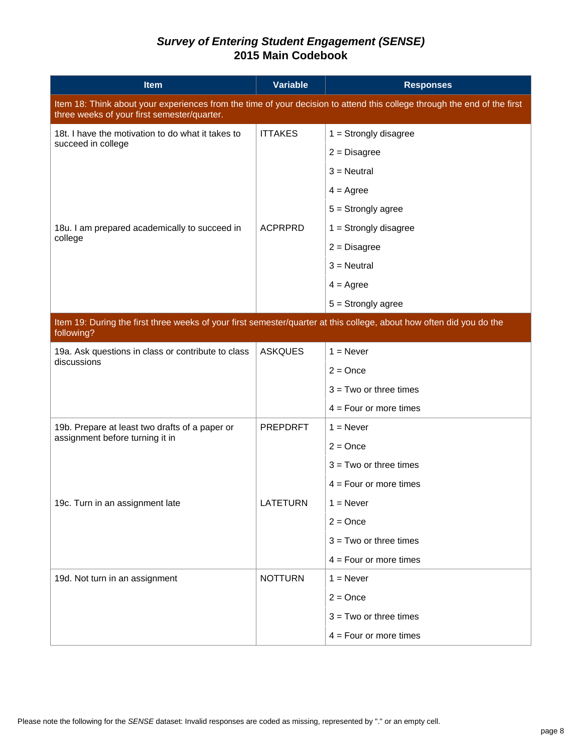# *Survey of Entering Student Engagement (SENSE)*
# 2015 Main Codebook

| Item | Variable | Responses |
|---|---|---|
| Item 18: Think about your experiences from the time of your decision to attend this college through the end of the first three weeks of your first semester/quarter. | | |
| 18t. I have the motivation to do what it takes to succeed in college | ITTAKES | 1 = Strongly disagree |
| | | 2 = Disagree |
| | | 3 = Neutral |
| | | 4 = Agree |
| | | 5 = Strongly agree |
| 18u. I am prepared academically to succeed in college | ACPRPRD | 1 = Strongly disagree |
| | | 2 = Disagree |
| | | 3 = Neutral |
| | | 4 = Agree |
| | | 5 = Strongly agree |
| Item 19: During the first three weeks of your first semester/quarter at this college, about how often did you do the following? | | |
| 19a. Ask questions in class or contribute to class discussions | ASKQUES | 1 = Never |
| | | 2 = Once |
| | | 3 = Two or three times |
| | | 4 = Four or more times |
| 19b. Prepare at least two drafts of a paper or assignment before turning it in | PREPDRFT | 1 = Never |
| | | 2 = Once |
| | | 3 = Two or three times |
| | | 4 = Four or more times |
| 19c. Turn in an assignment late | LATETURN | 1 = Never |
| | | 2 = Once |
| | | 3 = Two or three times |
| | | 4 = Four or more times |
| 19d. Not turn in an assignment | NOTTURN | 1 = Never |
| | | 2 = Once |
| | | 3 = Two or three times |
| | | 4 = Four or more times |

Please note the following for the *SENSE* dataset: Invalid responses are coded as missing, represented by "." or an empty cell.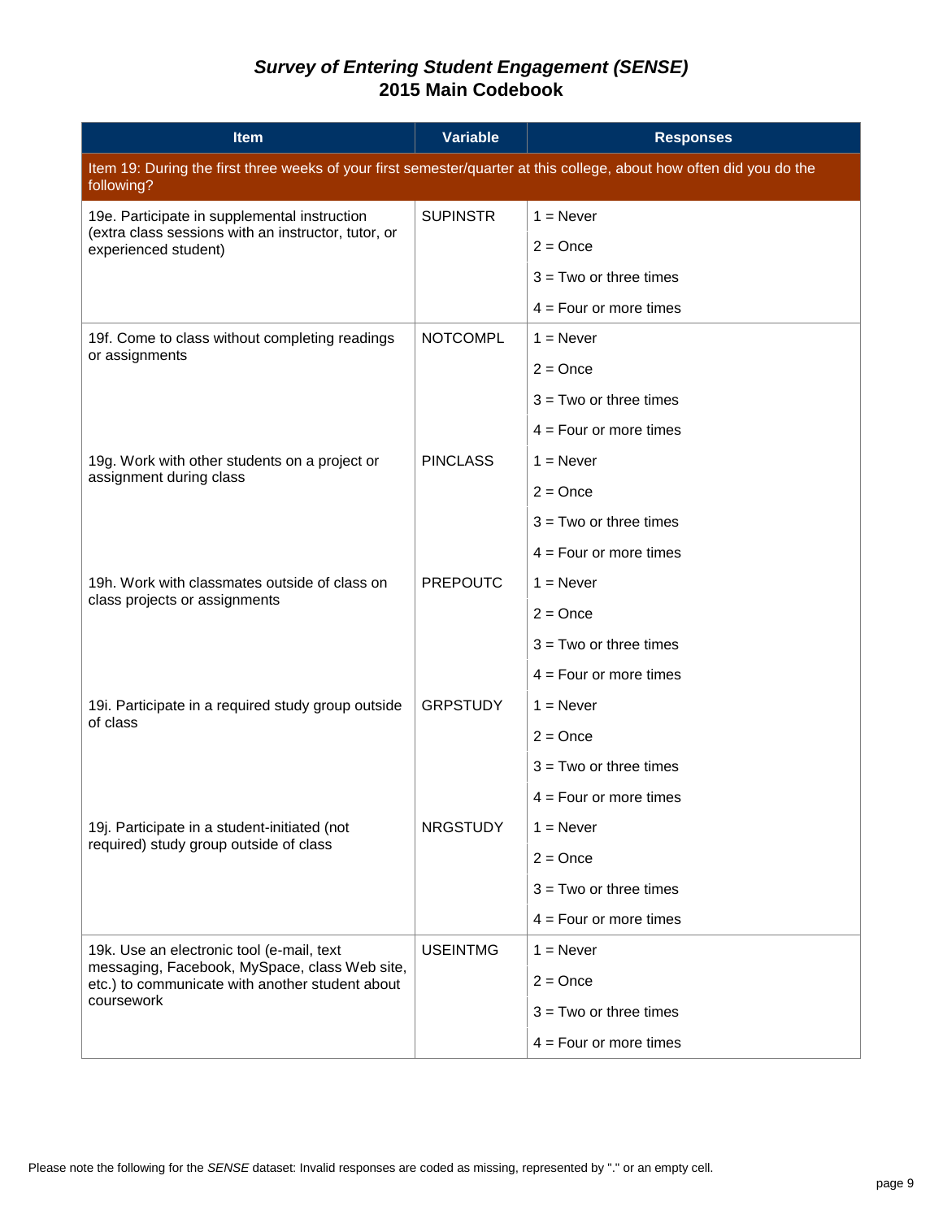# *Survey of Entering Student Engagement (SENSE)*
# 2015 Main Codebook

| Item | Variable | Responses |
|---|---|---|
| Item 19: During the first three weeks of your first semester/quarter at this college, about how often did you do the following? | | |
| 19e. Participate in supplemental instruction (extra class sessions with an instructor, tutor, or experienced student) | SUPINSTR | 1 = Never |
| | | 2 = Once |
| | | 3 = Two or three times |
| | | 4 = Four or more times |
| 19f. Come to class without completing readings or assignments | NOTCOMPL | 1 = Never |
| | | 2 = Once |
| | | 3 = Two or three times |
| | | 4 = Four or more times |
| 19g. Work with other students on a project or assignment during class | PINCLASS | 1 = Never |
| | | 2 = Once |
| | | 3 = Two or three times |
| | | 4 = Four or more times |
| 19h. Work with classmates outside of class on class projects or assignments | PREPOUTC | 1 = Never |
| | | 2 = Once |
| | | 3 = Two or three times |
| | | 4 = Four or more times |
| 19i. Participate in a required study group outside of class | GRPSTUDY | 1 = Never |
| | | 2 = Once |
| | | 3 = Two or three times |
| | | 4 = Four or more times |
| 19j. Participate in a student-initiated (not required) study group outside of class | NRGSTUDY | 1 = Never |
| | | 2 = Once |
| | | 3 = Two or three times |
| | | 4 = Four or more times |
| 19k. Use an electronic tool (e-mail, text messaging, Facebook, MySpace, class Web site, etc.) to communicate with another student about coursework | USEINTMG | 1 = Never |
| | | 2 = Once |
| | | 3 = Two or three times |
| | | 4 = Four or more times |

Please note the following for the *SENSE* dataset: Invalid responses are coded as missing, represented by "." or an empty cell.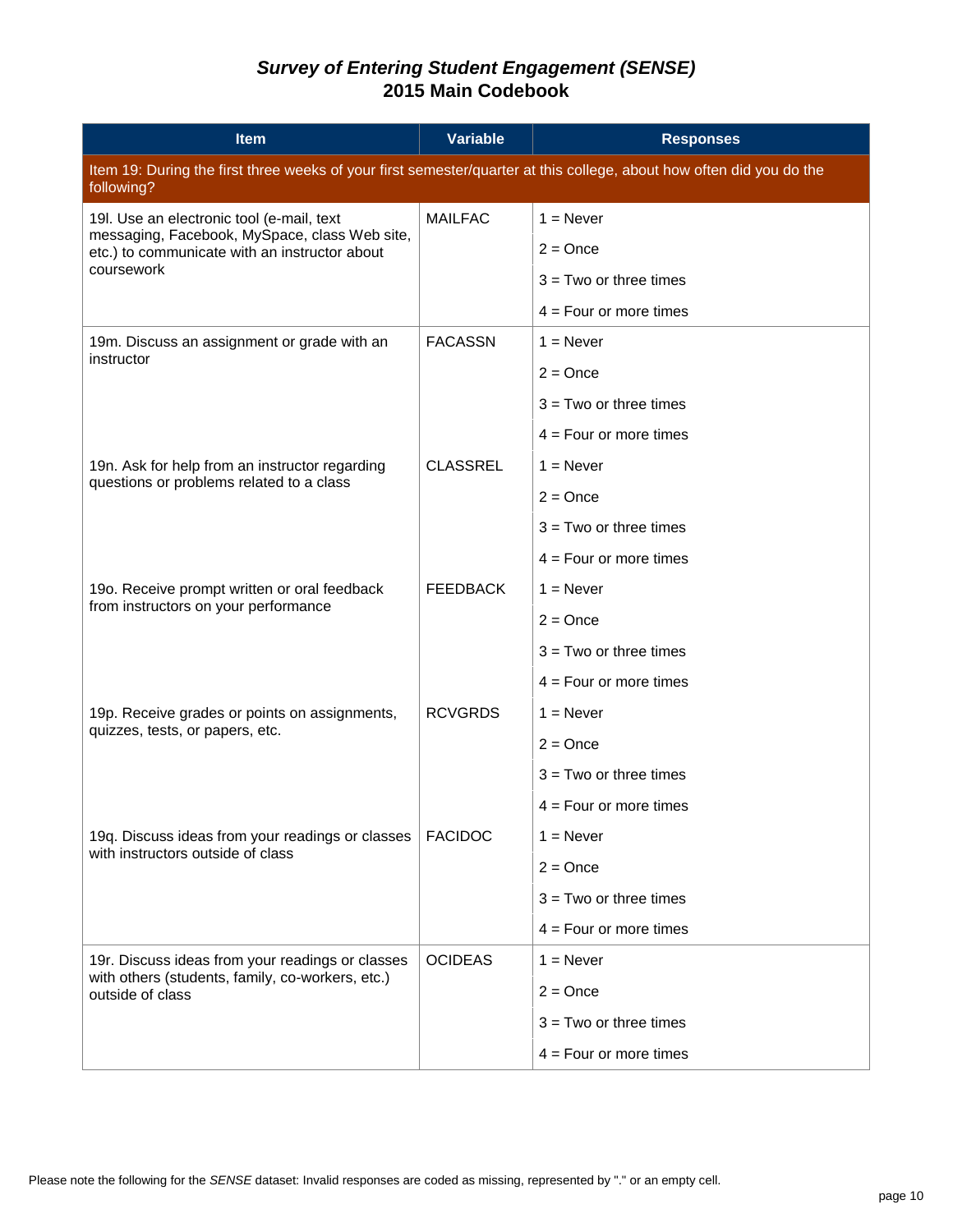# *Survey of Entering Student Engagement (SENSE)*
# 2015 Main Codebook

| Item | Variable | Responses |
|---|---|---|
| Item 19: During the first three weeks of your first semester/quarter at this college, about how often did you do the following? | | |
| 19l. Use an electronic tool (e-mail, text messaging, Facebook, MySpace, class Web site, etc.) to communicate with an instructor about coursework | MAILFAC | 1 = Never |
| | | 2 = Once |
| | | 3 = Two or three times |
| | | 4 = Four or more times |
| 19m. Discuss an assignment or grade with an instructor | FACASSN | 1 = Never |
| | | 2 = Once |
| | | 3 = Two or three times |
| | | 4 = Four or more times |
| 19n. Ask for help from an instructor regarding questions or problems related to a class | CLASSREL | 1 = Never |
| | | 2 = Once |
| | | 3 = Two or three times |
| | | 4 = Four or more times |
| 19o. Receive prompt written or oral feedback from instructors on your performance | FEEDBACK | 1 = Never |
| | | 2 = Once |
| | | 3 = Two or three times |
| | | 4 = Four or more times |
| 19p. Receive grades or points on assignments, quizzes, tests, or papers, etc. | RCVGRDS | 1 = Never |
| | | 2 = Once |
| | | 3 = Two or three times |
| | | 4 = Four or more times |
| 19q. Discuss ideas from your readings or classes with instructors outside of class | FACIDOC | 1 = Never |
| | | 2 = Once |
| | | 3 = Two or three times |
| | | 4 = Four or more times |
| 19r. Discuss ideas from your readings or classes with others (students, family, co-workers, etc.) outside of class | OCIDEAS | 1 = Never |
| | | 2 = Once |
| | | 3 = Two or three times |
| | | 4 = Four or more times |

Please note the following for the *SENSE* dataset: Invalid responses are coded as missing, represented by "." or an empty cell.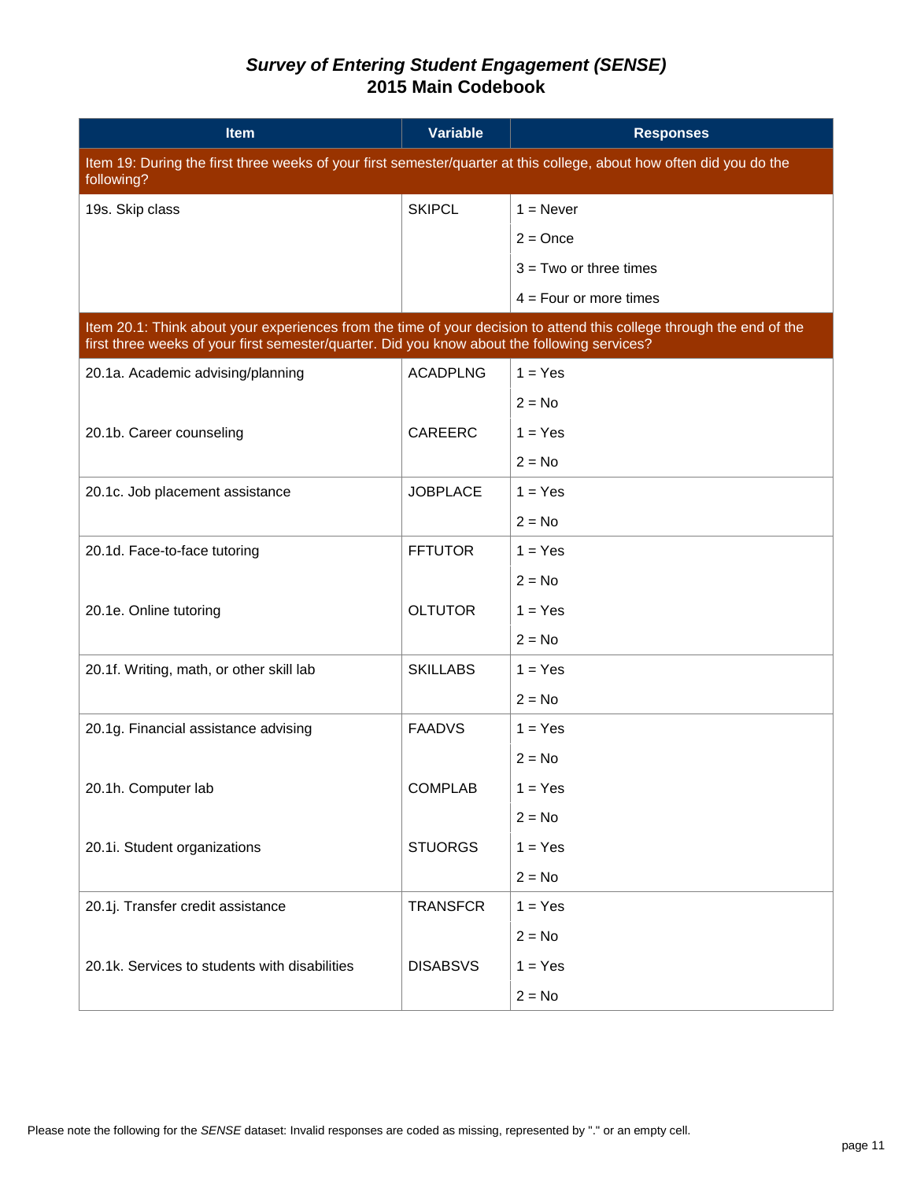# *Survey of Entering Student Engagement (SENSE)*
# 2015 Main Codebook

| Item | Variable | Responses |
|---|---|---|
| Item 19: During the first three weeks of your first semester/quarter at this college, about how often did you do the following? | | |
| 19s. Skip class | SKIPCL | 1 = Never |
| | | 2 = Once |
| | | 3 = Two or three times |
| | | 4 = Four or more times |
| Item 20.1: Think about your experiences from the time of your decision to attend this college through the end of the first three weeks of your first semester/quarter. Did you know about the following services? | | |
| 20.1a. Academic advising/planning | ACADPLNG | 1 = Yes |
| | | 2 = No |
| 20.1b. Career counseling | CAREERC | 1 = Yes |
| | | 2 = No |
| 20.1c. Job placement assistance | JOBPLACE | 1 = Yes |
| | | 2 = No |
| 20.1d. Face-to-face tutoring | FFTUTOR | 1 = Yes |
| | | 2 = No |
| 20.1e. Online tutoring | OLTUTOR | 1 = Yes |
| | | 2 = No |
| 20.1f. Writing, math, or other skill lab | SKILLABS | 1 = Yes |
| | | 2 = No |
| 20.1g. Financial assistance advising | FAADVS | 1 = Yes |
| | | 2 = No |
| 20.1h. Computer lab | COMPLAB | 1 = Yes |
| | | 2 = No |
| 20.1i. Student organizations | STUORGS | 1 = Yes |
| | | 2 = No |
| 20.1j. Transfer credit assistance | TRANSFCR | 1 = Yes |
| | | 2 = No |
| 20.1k. Services to students with disabilities | DISABSVS | 1 = Yes |
| | | 2 = No |

Please note the following for the *SENSE* dataset: Invalid responses are coded as missing, represented by "." or an empty cell.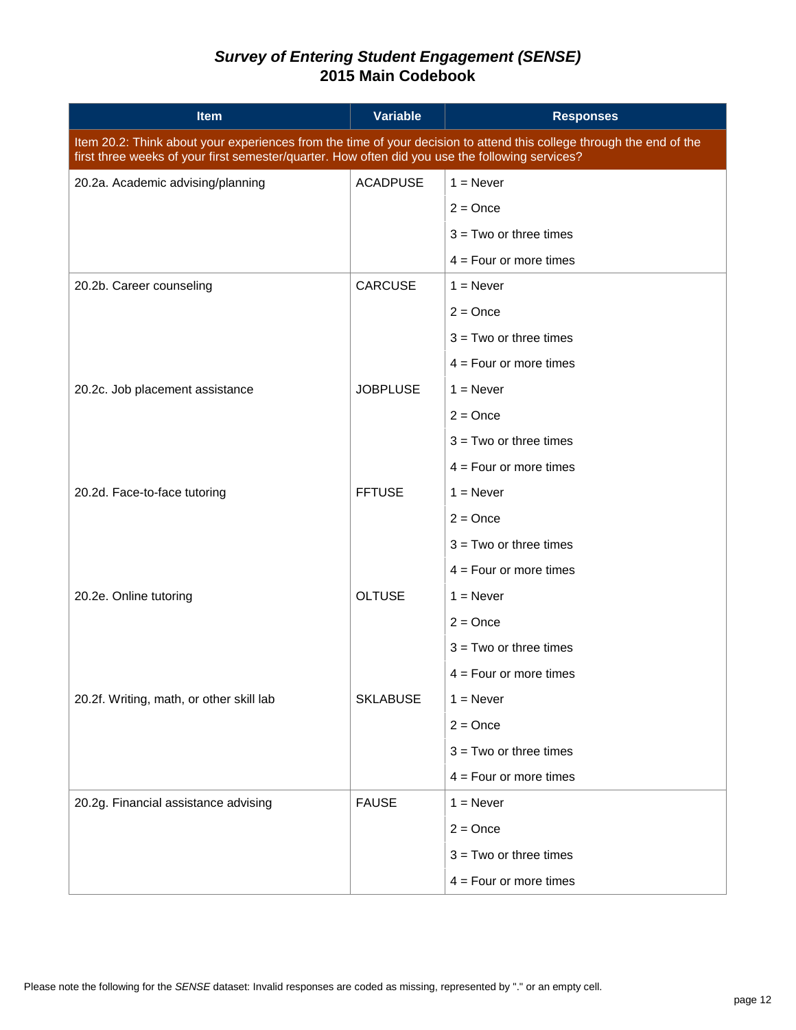# *Survey of Entering Student Engagement (SENSE)*
## 2015 Main Codebook

| Item | Variable | Responses |
|---|---|---|
| Item 20.2: Think about your experiences from the time of your decision to attend this college through the end of the first three weeks of your first semester/quarter. How often did you use the following services? | | |
| 20.2a. Academic advising/planning | ACADPUSE | 1 = Never |
| | | 2 = Once |
| | | 3 = Two or three times |
| | | 4 = Four or more times |
| 20.2b. Career counseling | CARCUSE | 1 = Never |
| | | 2 = Once |
| | | 3 = Two or three times |
| | | 4 = Four or more times |
| 20.2c. Job placement assistance | JOBPLUSE | 1 = Never |
| | | 2 = Once |
| | | 3 = Two or three times |
| | | 4 = Four or more times |
| 20.2d. Face-to-face tutoring | FFTUSE | 1 = Never |
| | | 2 = Once |
| | | 3 = Two or three times |
| | | 4 = Four or more times |
| 20.2e. Online tutoring | OLTUSE | 1 = Never |
| | | 2 = Once |
| | | 3 = Two or three times |
| | | 4 = Four or more times |
| 20.2f. Writing, math, or other skill lab | SKLABUSE | 1 = Never |
| | | 2 = Once |
| | | 3 = Two or three times |
| | | 4 = Four or more times |
| 20.2g. Financial assistance advising | FAUSE | 1 = Never |
| | | 2 = Once |
| | | 3 = Two or three times |
| | | 4 = Four or more times |

Please note the following for the *SENSE* dataset: Invalid responses are coded as missing, represented by "." or an empty cell.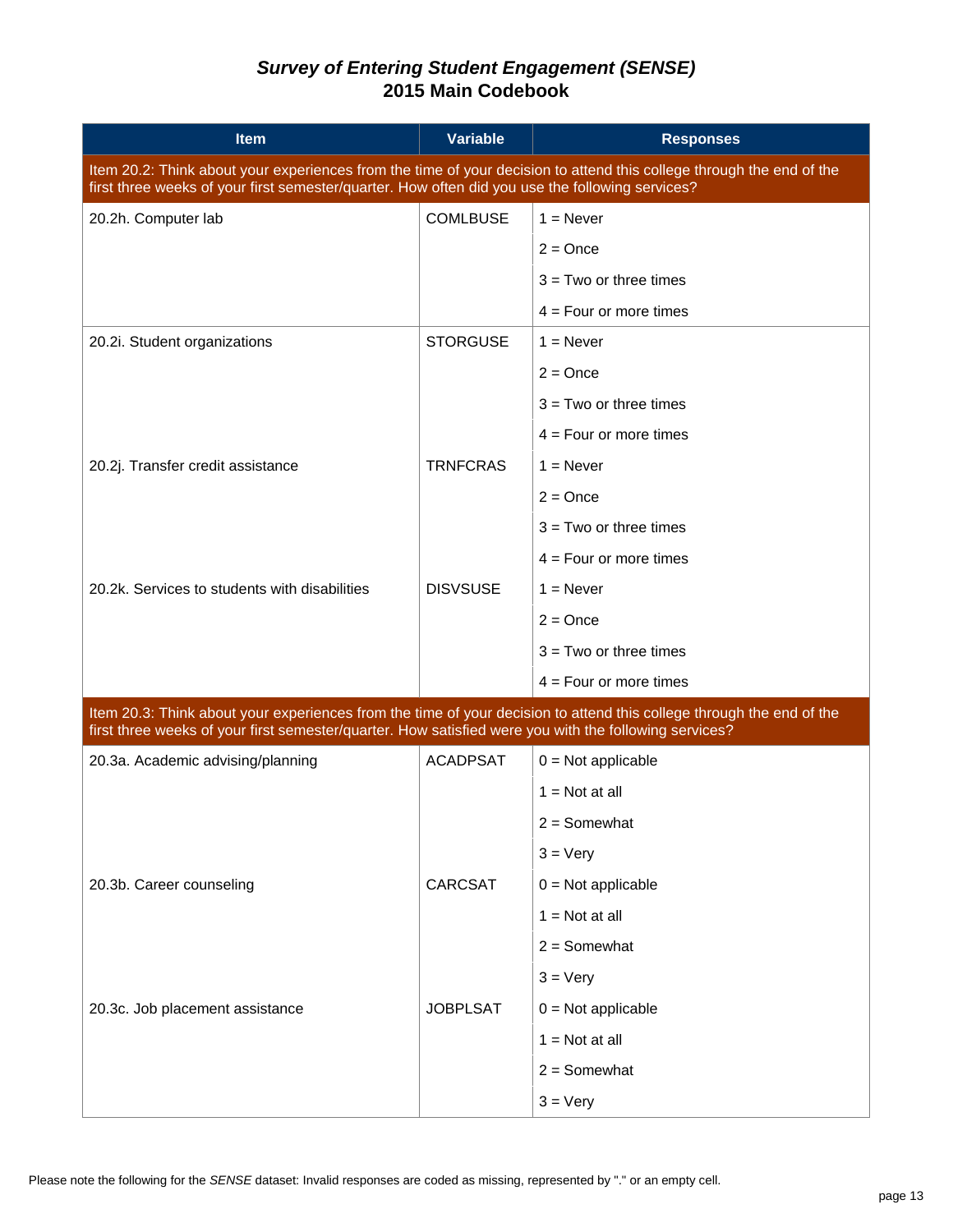# *Survey of Entering Student Engagement (SENSE)*
## 2015 Main Codebook

| Item | Variable | Responses |
|---|---|---|
| Item 20.2: Think about your experiences from the time of your decision to attend this college through the end of the first three weeks of your first semester/quarter. How often did you use the following services? | | |
| 20.2h. Computer lab | COMLBUSE | 1 = Never |
| | | 2 = Once |
| | | 3 = Two or three times |
| | | 4 = Four or more times |
| 20.2i. Student organizations | STORGUSE | 1 = Never |
| | | 2 = Once |
| | | 3 = Two or three times |
| | | 4 = Four or more times |
| 20.2j. Transfer credit assistance | TRNFCRAS | 1 = Never |
| | | 2 = Once |
| | | 3 = Two or three times |
| | | 4 = Four or more times |
| 20.2k. Services to students with disabilities | DISVSUSE | 1 = Never |
| | | 2 = Once |
| | | 3 = Two or three times |
| | | 4 = Four or more times |
| Item 20.3: Think about your experiences from the time of your decision to attend this college through the end of the first three weeks of your first semester/quarter. How satisfied were you with the following services? | | |
| 20.3a. Academic advising/planning | ACADPSAT | 0 = Not applicable |
| | | 1 = Not at all |
| | | 2 = Somewhat |
| | | 3 = Very |
| 20.3b. Career counseling | CARCSAT | 0 = Not applicable |
| | | 1 = Not at all |
| | | 2 = Somewhat |
| | | 3 = Very |
| 20.3c. Job placement assistance | JOBPLSAT | 0 = Not applicable |
| | | 1 = Not at all |
| | | 2 = Somewhat |
| | | 3 = Very |

Please note the following for the *SENSE* dataset: Invalid responses are coded as missing, represented by "." or an empty cell.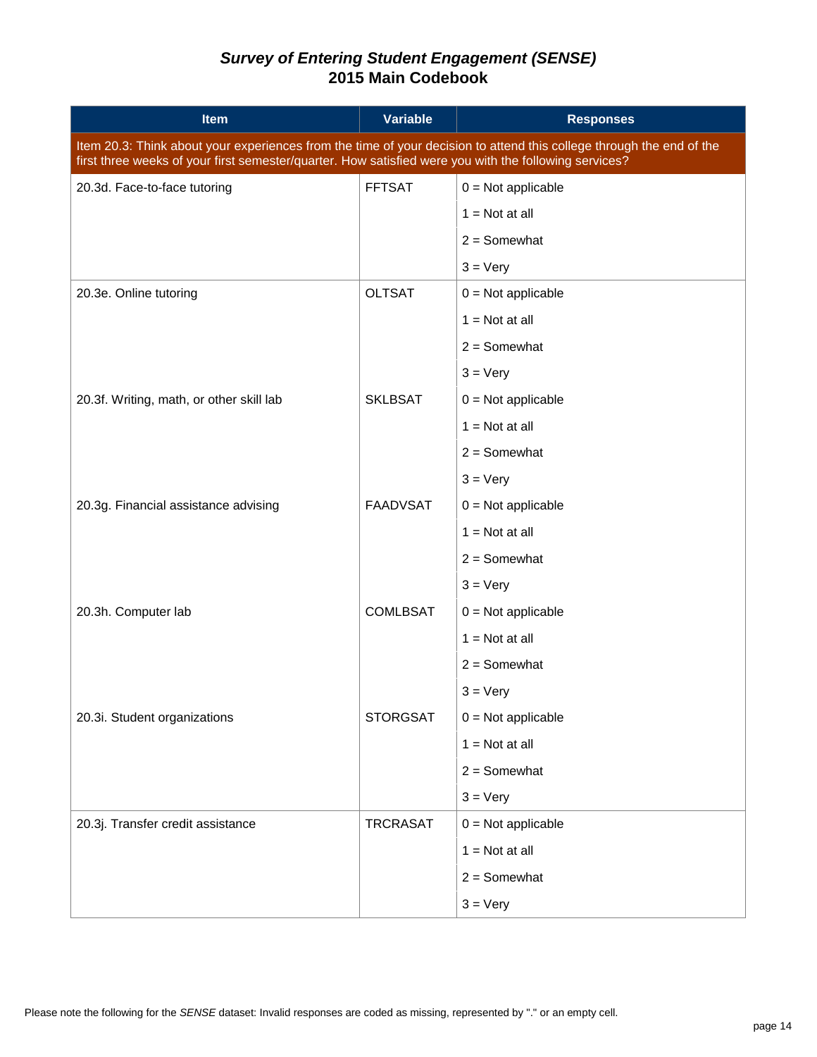# *Survey of Entering Student Engagement (SENSE)*
## 2015 Main Codebook

| Item | Variable | Responses |
|---|---|---|
| Item 20.3: Think about your experiences from the time of your decision to attend this college through the end of the first three weeks of your first semester/quarter. How satisfied were you with the following services? | | |
| 20.3d. Face-to-face tutoring | FFTSAT | 0 = Not applicable |
| | | 1 = Not at all |
| | | 2 = Somewhat |
| | | 3 = Very |
| 20.3e. Online tutoring | OLTSAT | 0 = Not applicable |
| | | 1 = Not at all |
| | | 2 = Somewhat |
| | | 3 = Very |
| 20.3f. Writing, math, or other skill lab | SKLBSAT | 0 = Not applicable |
| | | 1 = Not at all |
| | | 2 = Somewhat |
| | | 3 = Very |
| 20.3g. Financial assistance advising | FAADVSAT | 0 = Not applicable |
| | | 1 = Not at all |
| | | 2 = Somewhat |
| | | 3 = Very |
| 20.3h. Computer lab | COMLBSAT | 0 = Not applicable |
| | | 1 = Not at all |
| | | 2 = Somewhat |
| | | 3 = Very |
| 20.3i. Student organizations | STORGSAT | 0 = Not applicable |
| | | 1 = Not at all |
| | | 2 = Somewhat |
| | | 3 = Very |
| 20.3j. Transfer credit assistance | TRCRASAT | 0 = Not applicable |
| | | 1 = Not at all |
| | | 2 = Somewhat |
| | | 3 = Very |

Please note the following for the *SENSE* dataset: Invalid responses are coded as missing, represented by "." or an empty cell.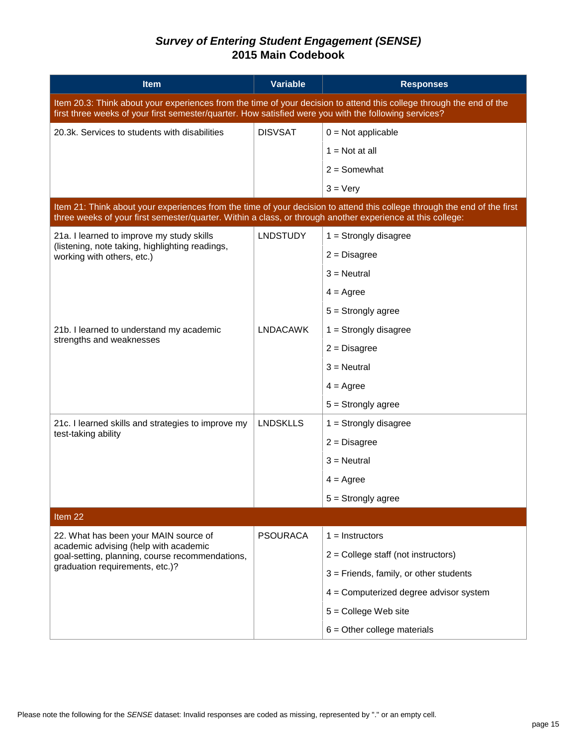# *Survey of Entering Student Engagement (SENSE)*
## 2015 Main Codebook

| Item | Variable | Responses |
|---|---|---|
| **Item 20.3: Think about your experiences from the time of your decision to attend this college through the end of the first three weeks of your first semester/quarter. How satisfied were you with the following services?** | | |
| 20.3k. Services to students with disabilities | DISVSAT | 0 = Not applicable |
| | | 1 = Not at all |
| | | 2 = Somewhat |
| | | 3 = Very |
| **Item 21: Think about your experiences from the time of your decision to attend this college through the end of the first three weeks of your first semester/quarter. Within a class, or through another experience at this college:** | | |
| 21a. I learned to improve my study skills (listening, note taking, highlighting readings, working with others, etc.) | LNDSTUDY | 1 = Strongly disagree |
| | | 2 = Disagree |
| | | 3 = Neutral |
| | | 4 = Agree |
| | | 5 = Strongly agree |
| 21b. I learned to understand my academic strengths and weaknesses | LNDACAWK | 1 = Strongly disagree |
| | | 2 = Disagree |
| | | 3 = Neutral |
| | | 4 = Agree |
| | | 5 = Strongly agree |
| 21c. I learned skills and strategies to improve my test-taking ability | LNDSKLLS | 1 = Strongly disagree |
| | | 2 = Disagree |
| | | 3 = Neutral |
| | | 4 = Agree |
| | | 5 = Strongly agree |
| **Item 22** | | |
| 22. What has been your MAIN source of academic advising (help with academic goal-setting, planning, course recommendations, graduation requirements, etc.)? | PSOURACA | 1 = Instructors |
| | | 2 = College staff (not instructors) |
| | | 3 = Friends, family, or other students |
| | | 4 = Computerized degree advisor system |
| | | 5 = College Web site |
| | | 6 = Other college materials |

Please note the following for the *SENSE* dataset: Invalid responses are coded as missing, represented by "." or an empty cell.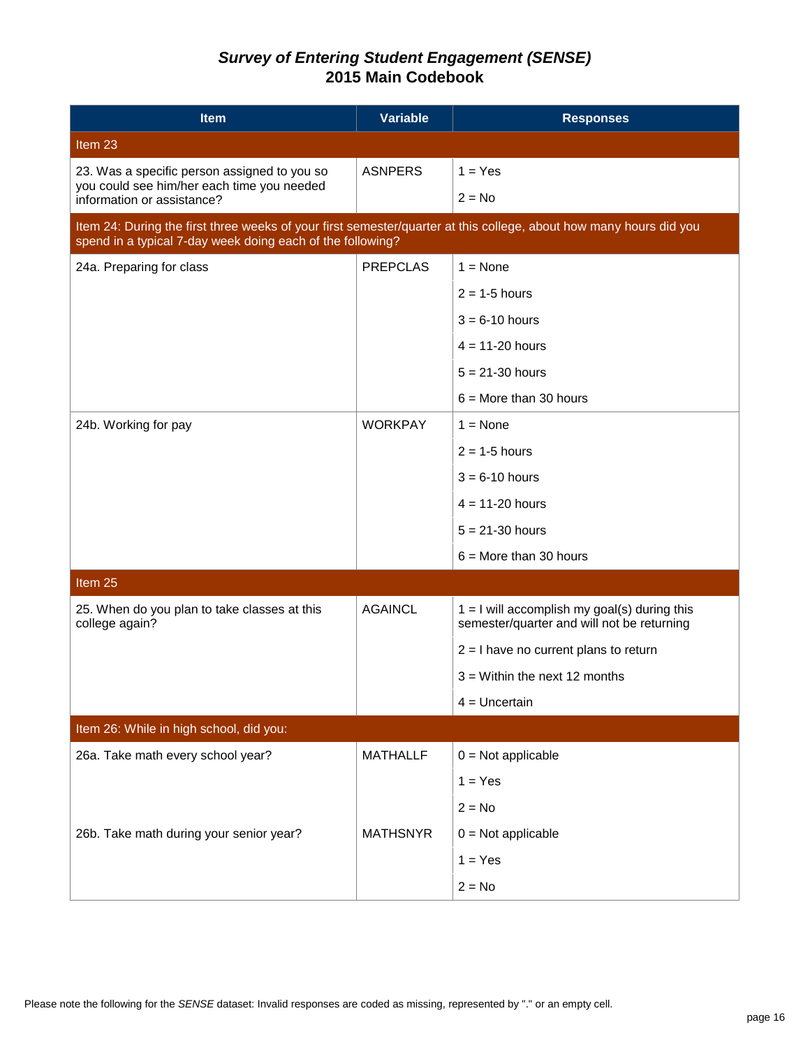## *Survey of Entering Student Engagement (SENSE)*
## 2015 Main Codebook

| Item | Variable | Responses |
|---|---|---|
| **Item 23** | | |
| 23. Was a specific person assigned to you so you could see him/her each time you needed information or assistance? | ASNPERS | 1 = Yes |
| | | 2 = No |
| **Item 24: During the first three weeks of your first semester/quarter at this college, about how many hours did you spend in a typical 7-day week doing each of the following?** | | |
| 24a. Preparing for class | PREPCLAS | 1 = None |
| | | 2 = 1-5 hours |
| | | 3 = 6-10 hours |
| | | 4 = 11-20 hours |
| | | 5 = 21-30 hours |
| | | 6 = More than 30 hours |
| 24b. Working for pay | WORKPAY | 1 = None |
| | | 2 = 1-5 hours |
| | | 3 = 6-10 hours |
| | | 4 = 11-20 hours |
| | | 5 = 21-30 hours |
| | | 6 = More than 30 hours |
| **Item 25** | | |
| 25. When do you plan to take classes at this college again? | AGAINCL | 1 = I will accomplish my goal(s) during this semester/quarter and will not be returning |
| | | 2 = I have no current plans to return |
| | | 3 = Within the next 12 months |
| | | 4 = Uncertain |
| **Item 26: While in high school, did you:** | | |
| 26a. Take math every school year? | MATHALLF | 0 = Not applicable |
| | | 1 = Yes |
| | | 2 = No |
| 26b. Take math during your senior year? | MATHSNYR | 0 = Not applicable |
| | | 1 = Yes |
| | | 2 = No |

Please note the following for the *SENSE* dataset: Invalid responses are coded as missing, represented by "." or an empty cell.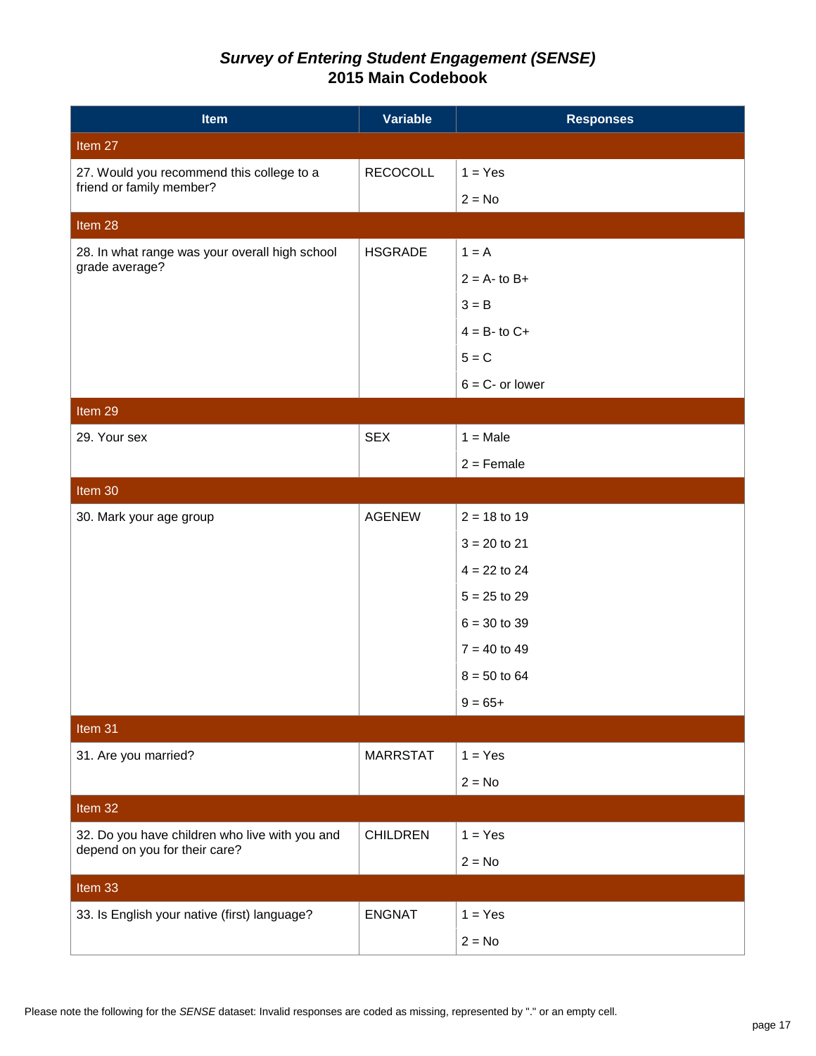# *Survey of Entering Student Engagement (SENSE)*
# 2015 Main Codebook

| Item | Variable | Responses |
|---|---|---|
| **Item 27** | | |
| 27. Would you recommend this college to a friend or family member? | RECOCOLL | 1 = Yes |
| | | 2 = No |
| **Item 28** | | |
| 28. In what range was your overall high school grade average? | HSGRADE | 1 = A |
| | | 2 = A- to B+ |
| | | 3 = B |
| | | 4 = B- to C+ |
| | | 5 = C |
| | | 6 = C- or lower |
| **Item 29** | | |
| 29. Your sex | SEX | 1 = Male |
| | | 2 = Female |
| **Item 30** | | |
| 30. Mark your age group | AGENEW | 2 = 18 to 19 |
| | | 3 = 20 to 21 |
| | | 4 = 22 to 24 |
| | | 5 = 25 to 29 |
| | | 6 = 30 to 39 |
| | | 7 = 40 to 49 |
| | | 8 = 50 to 64 |
| | | 9 = 65+ |
| **Item 31** | | |
| 31. Are you married? | MARRSTAT | 1 = Yes |
| | | 2 = No |
| **Item 32** | | |
| 32. Do you have children who live with you and depend on you for their care? | CHILDREN | 1 = Yes |
| | | 2 = No |
| **Item 33** | | |
| 33. Is English your native (first) language? | ENGNAT | 1 = Yes |
| | | 2 = No |

Please note the following for the *SENSE* dataset: Invalid responses are coded as missing, represented by "." or an empty cell.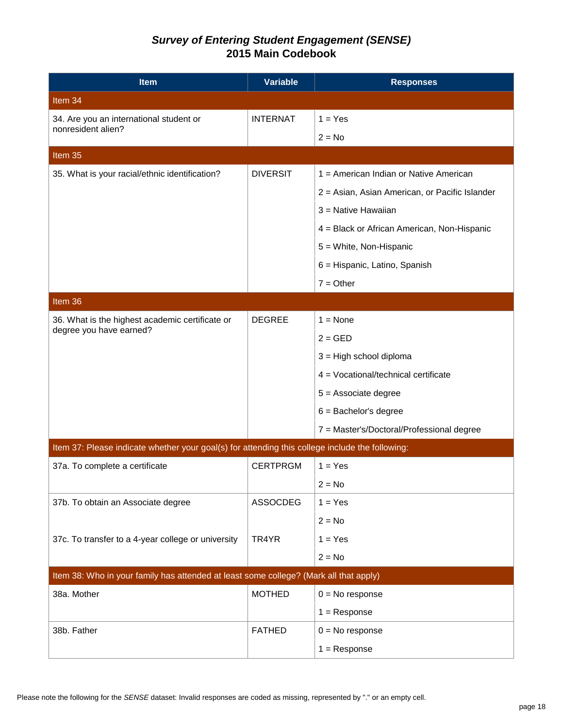# *Survey of Entering Student Engagement (SENSE)*
## 2015 Main Codebook

| Item | Variable | Responses |
|---|---|---|
| **Item 34** | | |
| 34. Are you an international student or nonresident alien? | INTERNAT | 1 = Yes |
| | | 2 = No |
| **Item 35** | | |
| 35. What is your racial/ethnic identification? | DIVERSIT | 1 = American Indian or Native American |
| | | 2 = Asian, Asian American, or Pacific Islander |
| | | 3 = Native Hawaiian |
| | | 4 = Black or African American, Non-Hispanic |
| | | 5 = White, Non-Hispanic |
| | | 6 = Hispanic, Latino, Spanish |
| | | 7 = Other |
| **Item 36** | | |
| 36. What is the highest academic certificate or degree you have earned? | DEGREE | 1 = None |
| | | 2 = GED |
| | | 3 = High school diploma |
| | | 4 = Vocational/technical certificate |
| | | 5 = Associate degree |
| | | 6 = Bachelor's degree |
| | | 7 = Master's/Doctoral/Professional degree |
| **Item 37: Please indicate whether your goal(s) for attending this college include the following:** | | |
| 37a. To complete a certificate | CERTPRGM | 1 = Yes |
| | | 2 = No |
| 37b. To obtain an Associate degree | ASSOCDEG | 1 = Yes |
| | | 2 = No |
| 37c. To transfer to a 4-year college or university | TR4YR | 1 = Yes |
| | | 2 = No |
| **Item 38: Who in your family has attended at least some college? (Mark all that apply)** | | |
| 38a. Mother | MOTHED | 0 = No response |
| | | 1 = Response |
| 38b. Father | FATHED | 0 = No response |
| | | 1 = Response |

Please note the following for the *SENSE* dataset: Invalid responses are coded as missing, represented by "." or an empty cell.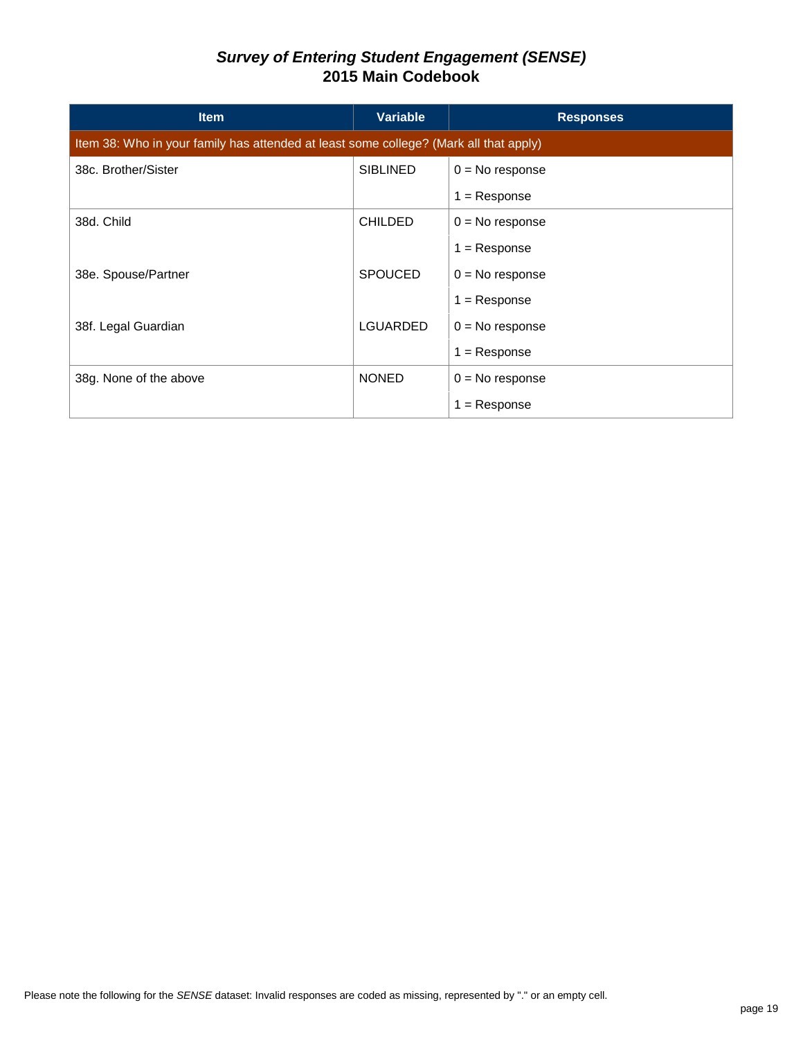# *Survey of Entering Student Engagement (SENSE)*
## 2015 Main Codebook

| Item | Variable | Responses |
|---|---|---|
| Item 38: Who in your family has attended at least some college? (Mark all that apply) | | |
| 38c. Brother/Sister | SIBLINED | 0 = No response |
| | | 1 = Response |
| 38d. Child | CHILDED | 0 = No response |
| | | 1 = Response |
| 38e. Spouse/Partner | SPOUCED | 0 = No response |
| | | 1 = Response |
| 38f. Legal Guardian | LGUARDED | 0 = No response |
| | | 1 = Response |
| 38g. None of the above | NONED | 0 = No response |
| | | 1 = Response |

Please note the following for the *SENSE* dataset: Invalid responses are coded as missing, represented by "." or an empty cell.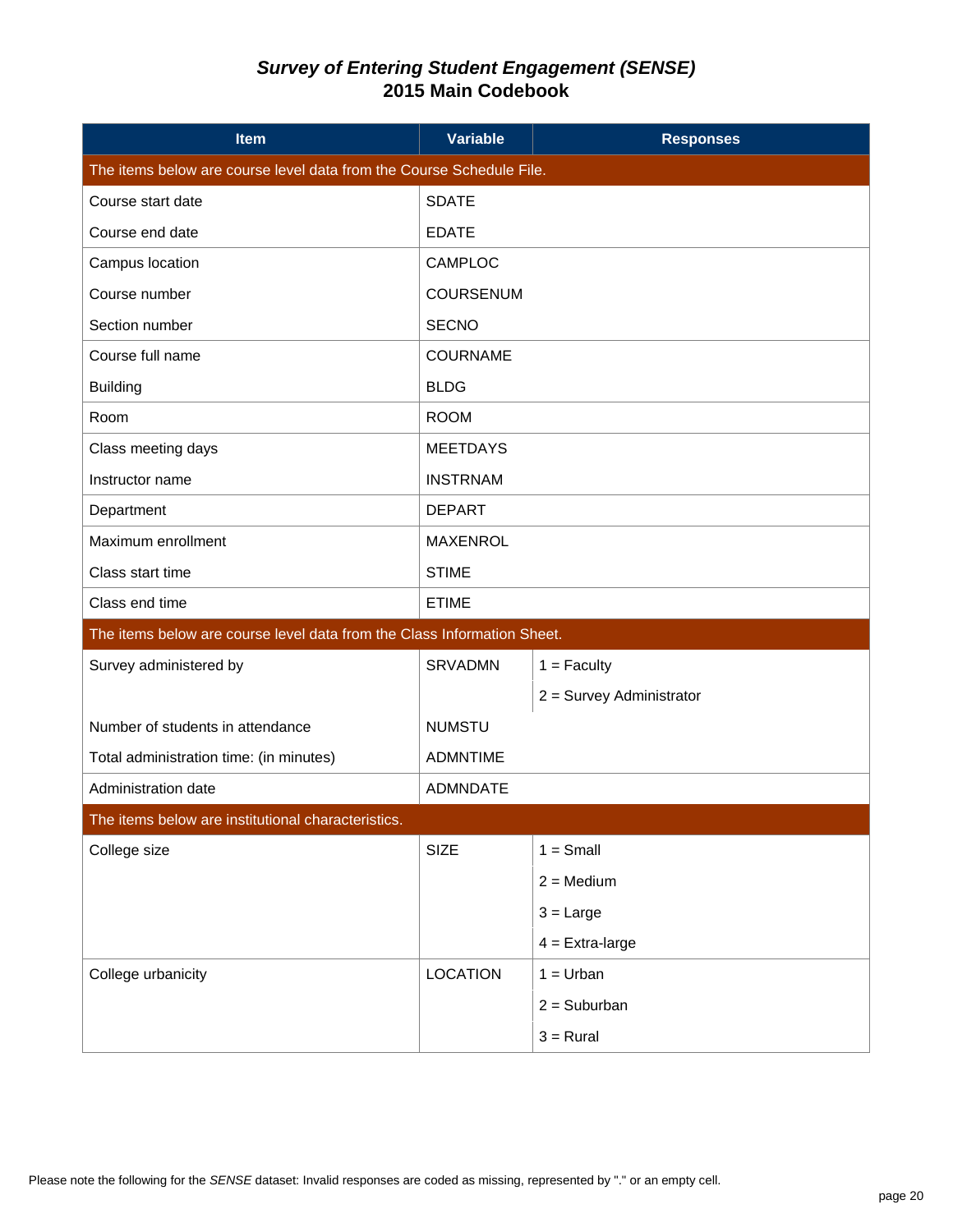# *Survey of Entering Student Engagement (SENSE)*
## 2015 Main Codebook

| Item | Variable | Responses |
|---|---|---|
| The items below are course level data from the Course Schedule File. | | |
| Course start date | SDATE | |
| Course end date | EDATE | |
| Campus location | CAMPLOC | |
| Course number | COURSENUM | |
| Section number | SECNO | |
| Course full name | COURNAME | |
| Building | BLDG | |
| Room | ROOM | |
| Class meeting days | MEETDAYS | |
| Instructor name | INSTRNAM | |
| Department | DEPART | |
| Maximum enrollment | MAXENROL | |
| Class start time | STIME | |
| Class end time | ETIME | |
| The items below are course level data from the Class Information Sheet. | | |
| Survey administered by | SRVADMN | 1 = Faculty |
| | | 2 = Survey Administrator |
| Number of students in attendance | NUMSTU | |
| Total administration time: (in minutes) | ADMNTIME | |
| Administration date | ADMNDATE | |
| The items below are institutional characteristics. | | |
| College size | SIZE | 1 = Small |
| | | 2 = Medium |
| | | 3 = Large |
| | | 4 = Extra-large |
| College urbanicity | LOCATION | 1 = Urban |
| | | 2 = Suburban |
| | | 3 = Rural |

Please note the following for the *SENSE* dataset: Invalid responses are coded as missing, represented by "." or an empty cell.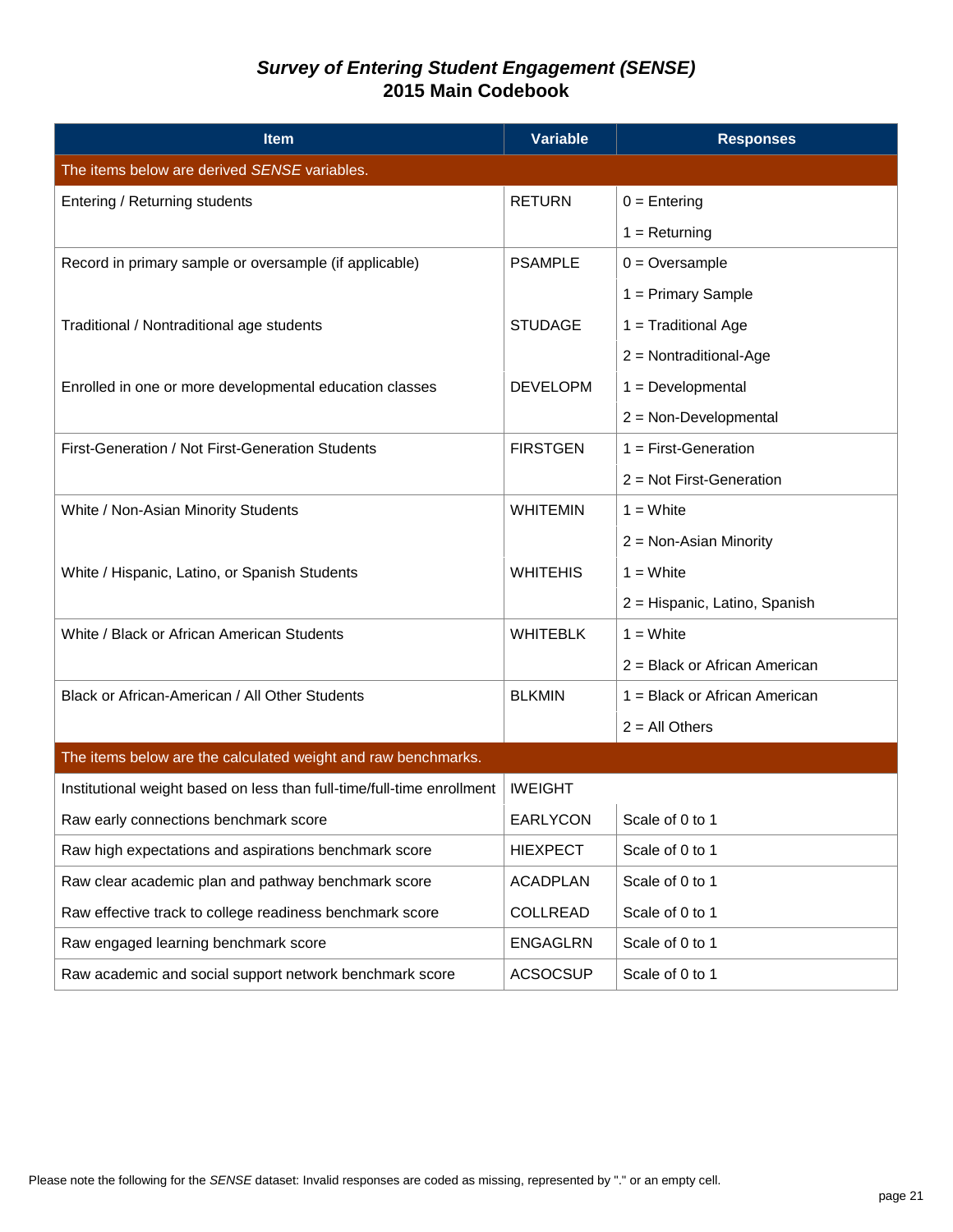# *Survey of Entering Student Engagement (SENSE)*
## 2015 Main Codebook

| Item | Variable | Responses |
|---|---|---|
| The items below are derived *SENSE* variables. | | |
| Entering / Returning students | RETURN | 0 = Entering |
| | | 1 = Returning |
| Record in primary sample or oversample (if applicable) | PSAMPLE | 0 = Oversample |
| | | 1 = Primary Sample |
| Traditional / Nontraditional age students | STUDAGE | 1 = Traditional Age |
| | | 2 = Nontraditional-Age |
| Enrolled in one or more developmental education classes | DEVELOPM | 1 = Developmental |
| | | 2 = Non-Developmental |
| First-Generation / Not First-Generation Students | FIRSTGEN | 1 = First-Generation |
| | | 2 = Not First-Generation |
| White / Non-Asian Minority Students | WHITEMIN | 1 = White |
| | | 2 = Non-Asian Minority |
| White / Hispanic, Latino, or Spanish Students | WHITEHIS | 1 = White |
| | | 2 = Hispanic, Latino, Spanish |
| White / Black or African American Students | WHITEBLK | 1 = White |
| | | 2 = Black or African American |
| Black or African-American / All Other Students | BLKMIN | 1 = Black or African American |
| | | 2 = All Others |
| The items below are the calculated weight and raw benchmarks. | | |
| Institutional weight based on less than full-time/full-time enrollment | IWEIGHT | |
| Raw early connections benchmark score | EARLYCON | Scale of 0 to 1 |
| Raw high expectations and aspirations benchmark score | HIEXPECT | Scale of 0 to 1 |
| Raw clear academic plan and pathway benchmark score | ACADPLAN | Scale of 0 to 1 |
| Raw effective track to college readiness benchmark score | COLLREAD | Scale of 0 to 1 |
| Raw engaged learning benchmark score | ENGAGLRN | Scale of 0 to 1 |
| Raw academic and social support network benchmark score | ACSOCSUP | Scale of 0 to 1 |

Please note the following for the *SENSE* dataset: Invalid responses are coded as missing, represented by "." or an empty cell.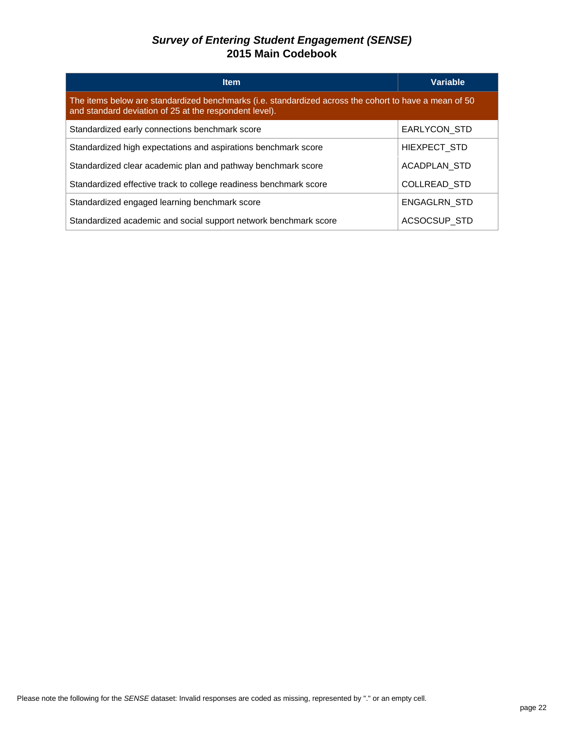# *Survey of Entering Student Engagement (SENSE)*
## 2015 Main Codebook

| Item | Variable |
|---|---|
| The items below are standardized benchmarks (i.e. standardized across the cohort to have a mean of 50 and standard deviation of 25 at the respondent level). | |
| Standardized early connections benchmark score | EARLYCON_STD |
| Standardized high expectations and aspirations benchmark score | HIEXPECT_STD |
| Standardized clear academic plan and pathway benchmark score | ACADPLAN_STD |
| Standardized effective track to college readiness benchmark score | COLLREAD_STD |
| Standardized engaged learning benchmark score | ENGAGLRN_STD |
| Standardized academic and social support network benchmark score | ACSOCSUP_STD |

Please note the following for the *SENSE* dataset: Invalid responses are coded as missing, represented by "." or an empty cell.